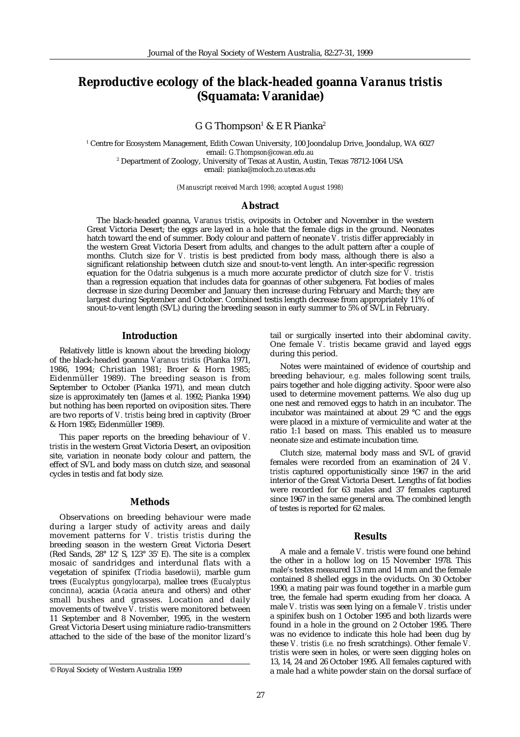# Reproductive ecology of the black-headed goanna *Varanus tristis* (Squamata: Varanidae)

G G Thompson[1] & E R Pianka[2]

[1] Centre for Ecosystem Management, Edith Cowan University, 100 Joondalup Drive, Joondalup, WA 6027
email: *G.Thompson@cowan.edu.au*
[2] Department of Zoology, University of Texas at Austin, Austin, Texas 78712-1064 USA
email: *pianka@moloch.zo.utexas.edu*

*(Manuscript received March 1998; accepted August 1998)*

## Abstract

The black-headed goanna, *Varanus tristis,* oviposits in October and November in the western Great Victoria Desert; the eggs are layed in a hole that the female digs in the ground. Neonates hatch toward the end of summer. Body colour and pattern of neonate *V. tristis* differ appreciably in the western Great Victoria Desert from adults, and changes to the adult pattern after a couple of months. Clutch size for *V. tristis* is best predicted from body mass, although there is also a significant relationship between clutch size and snout-to-vent length. An inter-specific regression equation for the *Odatria* subgenus is a much more accurate predictor of clutch size for *V. tristis* than a regression equation that includes data for goannas of other subgenera. Fat bodies of males decrease in size during December and January then increase during February and March; they are largest during September and October. Combined testis length decrease from appropriately 11% of snout-to-vent length (SVL) during the breeding season in early summer to 5% of SVL in February.

## Introduction

Relatively little is known about the breeding biology of the black-headed goanna *Varanus tristis* (Pianka 1971, 1986, 1994; Christian 1981; Broer & Horn 1985; Eidenmüller 1989). The breeding season is from September to October (Pianka 1971), and mean clutch size is approximately ten (James *et al.* 1992; Pianka 1994) but nothing has been reported on oviposition sites. There are two reports of *V. tristis* being bred in captivity (Broer & Horn 1985; Eidenmüller 1989).

This paper reports on the breeding behaviour of *V. tristis* in the western Great Victoria Desert, an oviposition site, variation in neonate body colour and pattern, the effect of SVL and body mass on clutch size, and seasonal cycles in testis and fat body size.

## Methods

Observations on breeding behaviour were made during a larger study of activity areas and daily movement patterns for *V. tristis tristis* during the breeding season in the western Great Victoria Desert (Red Sands, 28° 12' S, 123° 35' E). The site is a complex mosaic of sandridges and interdunal flats with a vegetation of spinifex (*Triodia basedowii*), marble gum trees (*Eucalyptus gongylocarpa*), mallee trees (*Eucalyptus concinna*), acacia (*Acacia aneura* and others) and other small bushes and grasses. Location and daily movements of twelve *V. tristis* were monitored between 11 September and 8 November, 1995, in the western Great Victoria Desert using miniature radio-transmitters attached to the side of the base of the monitor lizard's tail or surgically inserted into their abdominal cavity. One female *V. tristis* became gravid and layed eggs during this period.

Notes were maintained of evidence of courtship and breeding behaviour, *e.g.* males following scent trails, pairs together and hole digging activity. Spoor were also used to determine movement patterns. We also dug up one nest and removed eggs to hatch in an incubator. The incubator was maintained at about 29 °C and the eggs were placed in a mixture of vermiculite and water at the ratio 1:1 based on mass. This enabled us to measure neonate size and estimate incubation time.

Clutch size, maternal body mass and SVL of gravid females were recorded from an examination of 24 *V. tristis* captured opportunistically since 1967 in the arid interior of the Great Victoria Desert. Lengths of fat bodies were recorded for 63 males and 37 females captured since 1967 in the same general area. The combined length of testes is reported for 62 males.

## Results

A male and a female *V. tristis* were found one behind the other in a hollow log on 15 November 1978. This male's testes measured 13 mm and 14 mm and the female contained 8 shelled eggs in the oviducts. On 30 October 1990, a mating pair was found together in a marble gum tree, the female had sperm exuding from her cloaca. A male *V. tristis* was seen lying on a female *V. tristis* under a spinifex bush on 1 October 1995 and both lizards were found in a hole in the ground on 2 October 1995. There was no evidence to indicate this hole had been dug by these *V. tristis* (*i.e.* no fresh scratchings). Other female *V. tristis* were seen in holes, or were seen digging holes on 13, 14, 24 and 26 October 1995. All females captured with a male had a white powder stain on the dorsal surface of

© Royal Society of Western Australia 1999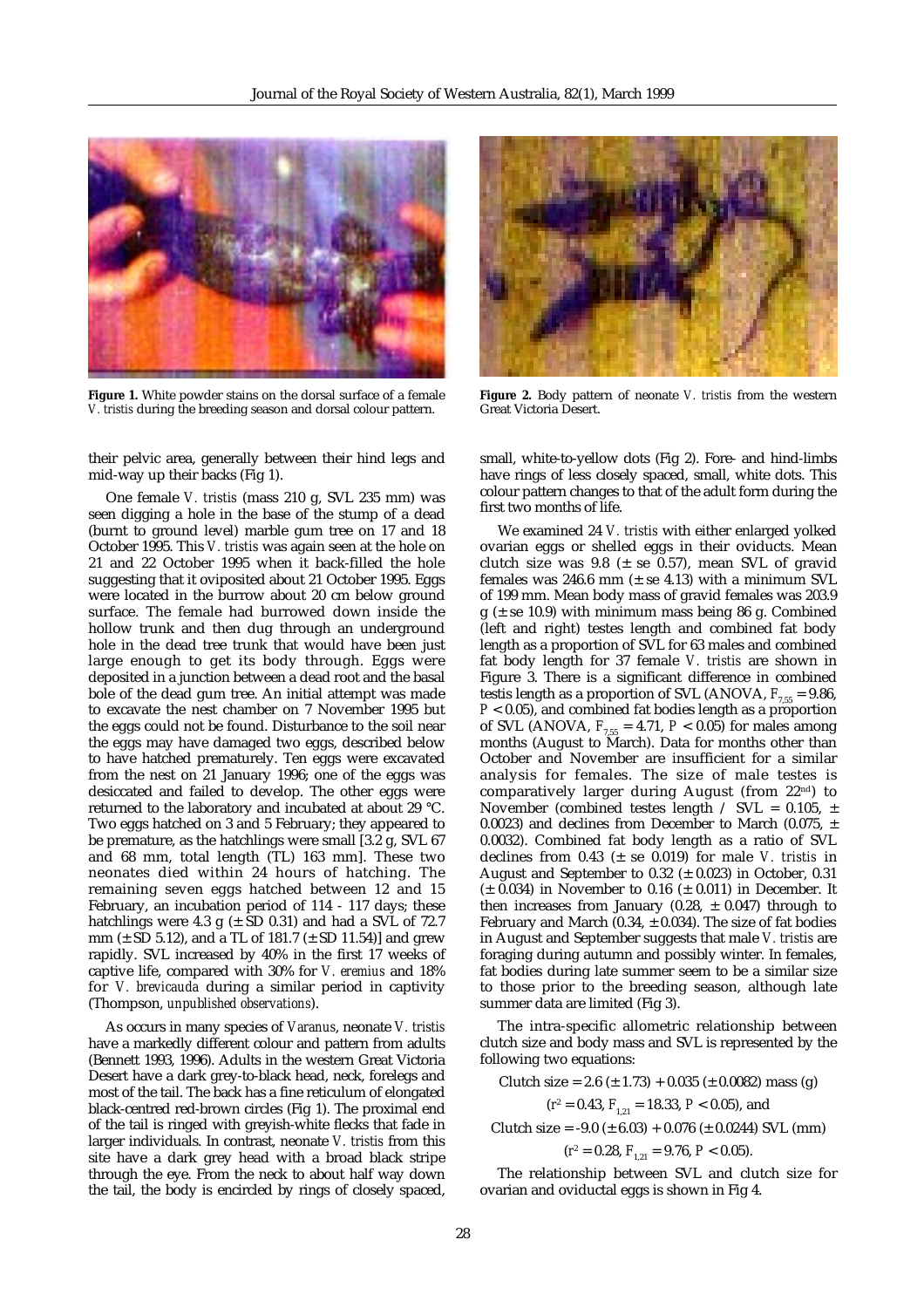**Figure 1.** White powder stains on the dorsal surface of a female *V. tristis* during the breeding season and dorsal colour pattern.

**Figure 2.** Body pattern of neonate *V. tristis* from the western Great Victoria Desert.

their pelvic area, generally between their hind legs and mid-way up their backs (Fig 1).

One female *V. tristis* (mass 210 g, SVL 235 mm) was seen digging a hole in the base of the stump of a dead (burnt to ground level) marble gum tree on 17 and 18 October 1995. This *V. tristis* was again seen at the hole on 21 and 22 October 1995 when it back-filled the hole suggesting that it oviposited about 21 October 1995. Eggs were located in the burrow about 20 cm below ground surface. The female had burrowed down inside the hollow trunk and then dug through an underground hole in the dead tree trunk that would have been just large enough to get its body through. Eggs were deposited in a junction between a dead root and the basal bole of the dead gum tree. An initial attempt was made to excavate the nest chamber on 7 November 1995 but the eggs could not be found. Disturbance to the soil near the eggs may have damaged two eggs, described below to have hatched prematurely. Ten eggs were excavated from the nest on 21 January 1996; one of the eggs was desiccated and failed to develop. The other eggs were returned to the laboratory and incubated at about 29 °C. Two eggs hatched on 3 and 5 February; they appeared to be premature, as the hatchlings were small [3.2 g, SVL 67 and 68 mm, total length (TL) 163 mm]. These two neonates died within 24 hours of hatching. The remaining seven eggs hatched between 12 and 15 February, an incubation period of 114 - 117 days; these hatchlings were 4.3 g (± SD 0.31) and had a SVL of 72.7 mm (± SD 5.12), and a TL of 181.7 (± SD 11.54)] and grew rapidly. SVL increased by 40% in the first 17 weeks of captive life, compared with 30% for *V. eremius* and 18% for *V. brevicauda* during a similar period in captivity (Thompson, *unpublished observations*).

As occurs in many species of *Varanus*, neonate *V. tristis* have a markedly different colour and pattern from adults (Bennett 1993, 1996). Adults in the western Great Victoria Desert have a dark grey-to-black head, neck, forelegs and most of the tail. The back has a fine reticulum of elongated black-centred red-brown circles (Fig 1). The proximal end of the tail is ringed with greyish-white flecks that fade in larger individuals. In contrast, neonate *V. tristis* from this site have a dark grey head with a broad black stripe through the eye. From the neck to about half way down the tail, the body is encircled by rings of closely spaced, small, white-to-yellow dots (Fig 2). Fore- and hind-limbs have rings of less closely spaced, small, white dots. This colour pattern changes to that of the adult form during the first two months of life.

We examined 24 *V. tristis* with either enlarged yolked ovarian eggs or shelled eggs in their oviducts. Mean clutch size was 9.8 (± se 0.57), mean SVL of gravid females was 246.6 mm (± se 4.13) with a minimum SVL of 199 mm. Mean body mass of gravid females was 203.9 g (± se 10.9) with minimum mass being 86 g. Combined (left and right) testes length and combined fat body length as a proportion of SVL for 63 males and combined fat body length for 37 female *V. tristis* are shown in Figure 3. There is a significant difference in combined testis length as a proportion of SVL (ANOVA, $F_{7,55} = 9.86$, $P < 0.05$), and combined fat bodies length as a proportion of SVL (ANOVA, $F_{7,55} = 4.71$, $P < 0.05$) for males among months (August to March). Data for months other than October and November are insufficient for a similar analysis for females. The size of male testes is comparatively larger during August (from 22[nd]) to November (combined testes length / SVL = 0.105, ± 0.0023) and declines from December to March (0.075, ± 0.0032). Combined fat body length as a ratio of SVL declines from 0.43 (± se 0.019) for male *V. tristis* in August and September to 0.32 (± 0.023) in October, 0.31 (± 0.034) in November to 0.16 (± 0.011) in December. It then increases from January (0.28, ± 0.047) through to February and March (0.34, ± 0.034). The size of fat bodies in August and September suggests that male *V. tristis* are foraging during autumn and possibly winter. In females, fat bodies during late summer seem to be a similar size to those prior to the breeding season, although late summer data are limited (Fig 3).

The intra-specific allometric relationship between clutch size and body mass and SVL is represented by the following two equations:

$$\text{Clutch size} = 2.6\ (\pm 1.73) + 0.035\ (\pm 0.0082)\ \text{mass (g)}$$

$$(r^2 = 0.43,\ F_{1,21} = 18.33,\ P < 0.05),\ \text{and}$$

$$\text{Clutch size} = -9.0\ (\pm 6.03) + 0.076\ (\pm 0.0244)\ \text{SVL (mm)}$$

$$(r^2 = 0.28,\ F_{1,21} = 9.76,\ P < 0.05).$$

The relationship between SVL and clutch size for ovarian and oviductal eggs is shown in Fig 4.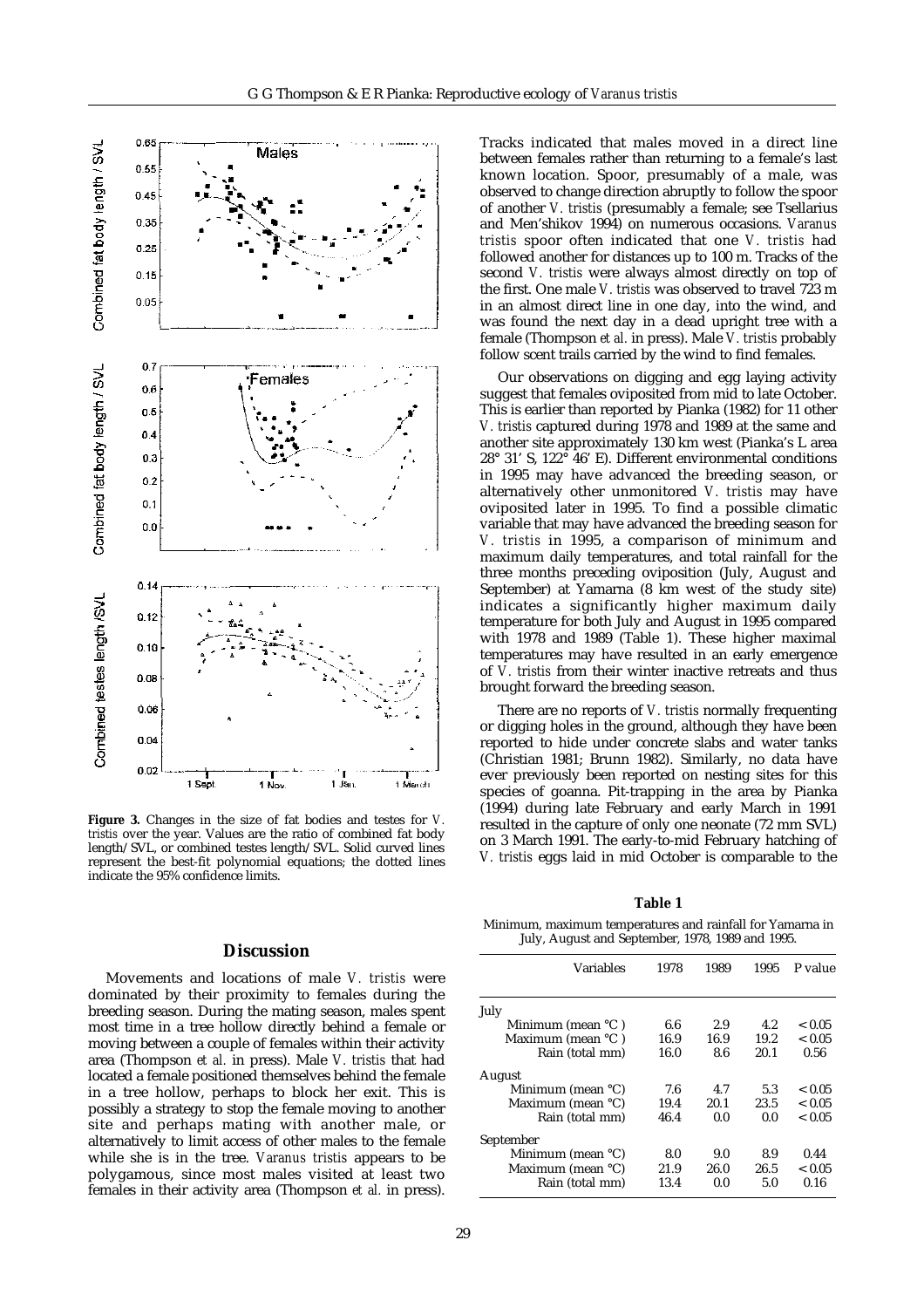**Figure 3.** Changes in the size of fat bodies and testes for *V. tristis* over the year. Values are the ratio of combined fat body length/SVL, or combined testes length/SVL. Solid curved lines represent the best-fit polynomial equations; the dotted lines indicate the 95% confidence limits.

## Discussion

Movements and locations of male *V. tristis* were dominated by their proximity to females during the breeding season. During the mating season, males spent most time in a tree hollow directly behind a female or moving between a couple of females within their activity area (Thompson *et al.* in press). Male *V. tristis* that had located a female positioned themselves behind the female in a tree hollow, perhaps to block her exit. This is possibly a strategy to stop the female moving to another site and perhaps mating with another male, or alternatively to limit access of other males to the female while she is in the tree. *Varanus tristis* appears to be polygamous, since most males visited at least two females in their activity area (Thompson *et al.* in press).

Tracks indicated that males moved in a direct line between females rather than returning to a female's last known location. Spoor, presumably of a male, was observed to change direction abruptly to follow the spoor of another *V. tristis* (presumably a female; see Tsellarius and Men'shikov 1994) on numerous occasions. *Varanus tristis* spoor often indicated that one *V. tristis* had followed another for distances up to 100 m. Tracks of the second *V. tristis* were always almost directly on top of the first. One male *V. tristis* was observed to travel 723 m in an almost direct line in one day, into the wind, and was found the next day in a dead upright tree with a female (Thompson *et al.* in press). Male *V. tristis* probably follow scent trails carried by the wind to find females.

Our observations on digging and egg laying activity suggest that females oviposited from mid to late October. This is earlier than reported by Pianka (1982) for 11 other *V. tristis* captured during 1978 and 1989 at the same and another site approximately 130 km west (Pianka's L area 28° 31' S, 122° 46' E). Different environmental conditions in 1995 may have advanced the breeding season, or alternatively other unmonitored *V. tristis* may have oviposited later in 1995. To find a possible climatic variable that may have advanced the breeding season for *V. tristis* in 1995, a comparison of minimum and maximum daily temperatures, and total rainfall for the three months preceding oviposition (July, August and September) at Yamarna (8 km west of the study site) indicates a significantly higher maximum daily temperature for both July and August in 1995 compared with 1978 and 1989 (Table 1). These higher maximal temperatures may have resulted in an early emergence of *V. tristis* from their winter inactive retreats and thus brought forward the breeding season.

There are no reports of *V. tristis* normally frequenting or digging holes in the ground, although they have been reported to hide under concrete slabs and water tanks (Christian 1981; Brunn 1982). Similarly, no data have ever previously been reported on nesting sites for this species of goanna. Pit-trapping in the area by Pianka (1994) during late February and early March in 1991 resulted in the capture of only one neonate (72 mm SVL) on 3 March 1991. The early-to-mid February hatching of *V. tristis* eggs laid in mid October is comparable to the

**Table 1**

Minimum, maximum temperatures and rainfall for Yamarna in July, August and September, 1978, 1989 and 1995.

| Variables | 1978 | 1989 | 1995 | P value |
|---|---|---|---|---|
| July | | | | |
| Minimum (mean °C ) | 6.6 | 2.9 | 4.2 | < 0.05 |
| Maximum (mean °C ) | 16.9 | 16.9 | 19.2 | < 0.05 |
| Rain (total mm) | 16.0 | 8.6 | 20.1 | 0.56 |
| August | | | | |
| Minimum (mean °C) | 7.6 | 4.7 | 5.3 | < 0.05 |
| Maximum (mean °C) | 19.4 | 20.1 | 23.5 | < 0.05 |
| Rain (total mm) | 46.4 | 0.0 | 0.0 | < 0.05 |
| September | | | | |
| Minimum (mean °C) | 8.0 | 9.0 | 8.9 | 0.44 |
| Maximum (mean °C) | 21.9 | 26.0 | 26.5 | < 0.05 |
| Rain (total mm) | 13.4 | 0.0 | 5.0 | 0.16 |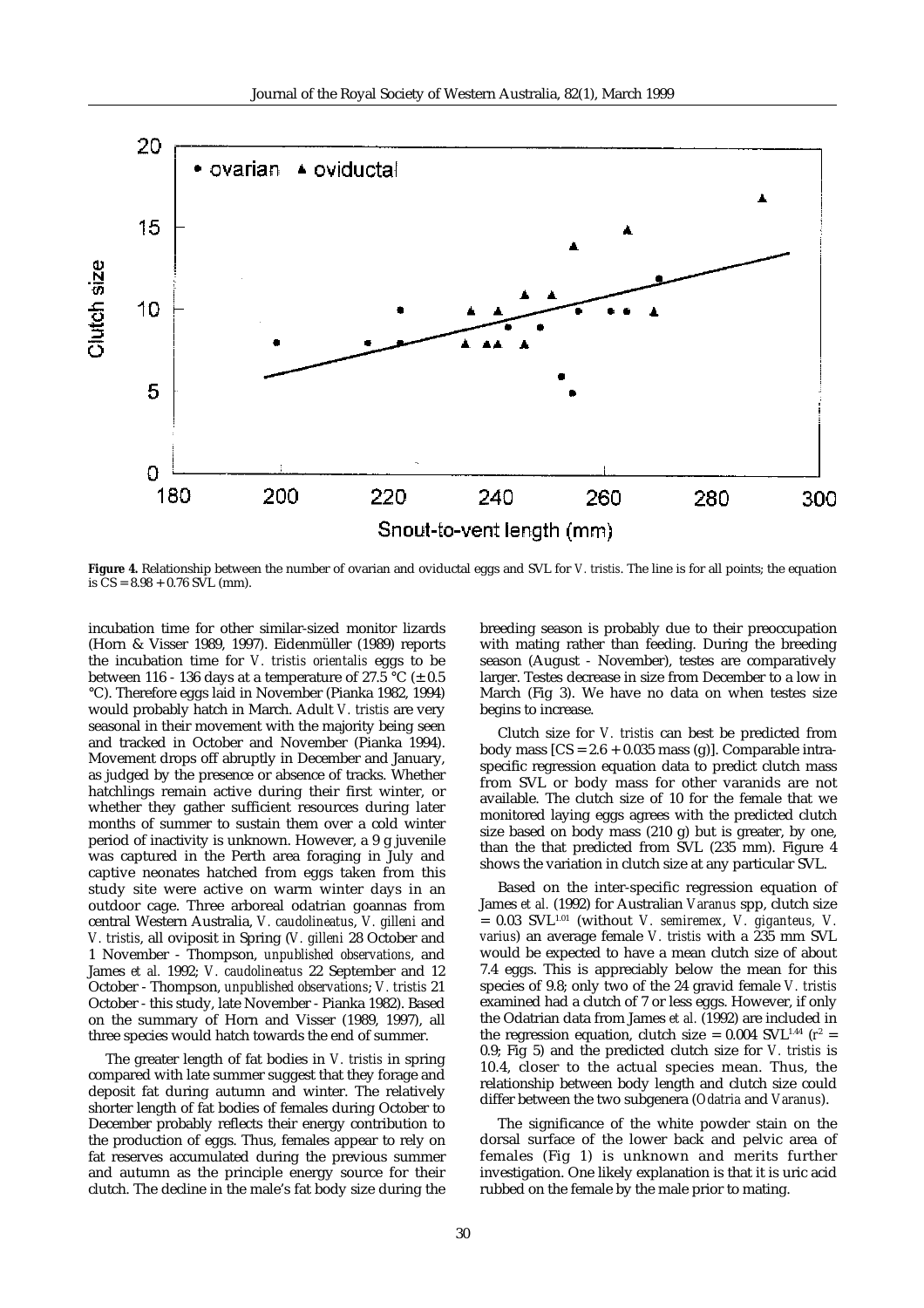**Figure 4.** Relationship between the number of ovarian and oviductal eggs and SVL for *V. tristis*. The line is for all points; the equation is CS = 8.98 + 0.76 SVL (mm).

incubation time for other similar-sized monitor lizards (Horn & Visser 1989, 1997). Eidenmüller (1989) reports the incubation time for *V. tristis orientalis* eggs to be between 116 - 136 days at a temperature of 27.5 °C (± 0.5 °C). Therefore eggs laid in November (Pianka 1982, 1994) would probably hatch in March. Adult *V. tristis* are very seasonal in their movement with the majority being seen and tracked in October and November (Pianka 1994). Movement drops off abruptly in December and January, as judged by the presence or absence of tracks. Whether hatchlings remain active during their first winter, or whether they gather sufficient resources during later months of summer to sustain them over a cold winter period of inactivity is unknown. However, a 9 g juvenile was captured in the Perth area foraging in July and captive neonates hatched from eggs taken from this study site were active on warm winter days in an outdoor cage. Three arboreal odatrian goannas from central Western Australia, *V. caudolineatus*, *V. gilleni* and *V. tristis*, all oviposit in Spring (*V. gilleni* 28 October and 1 November - Thompson, *unpublished observations*, and James *et al.* 1992; *V. caudolineatus* 22 September and 12 October - Thompson, *unpublished observations*; *V. tristis* 21 October - this study, late November - Pianka 1982). Based on the summary of Horn and Visser (1989, 1997), all three species would hatch towards the end of summer.

The greater length of fat bodies in *V. tristis* in spring compared with late summer suggest that they forage and deposit fat during autumn and winter. The relatively shorter length of fat bodies of females during October to December probably reflects their energy contribution to the production of eggs. Thus, females appear to rely on fat reserves accumulated during the previous summer and autumn as the principle energy source for their clutch. The decline in the male's fat body size during the breeding season is probably due to their preoccupation with mating rather than feeding. During the breeding season (August - November), testes are comparatively larger. Testes decrease in size from December to a low in March (Fig 3). We have no data on when testes size begins to increase.

Clutch size for *V. tristis* can best be predicted from body mass [CS = 2.6 + 0.035 mass (g)]. Comparable intra-specific regression equation data to predict clutch mass from SVL or body mass for other varanids are not available. The clutch size of 10 for the female that we monitored laying eggs agrees with the predicted clutch size based on body mass (210 g) but is greater, by one, than the that predicted from SVL (235 mm). Figure 4 shows the variation in clutch size at any particular SVL.

Based on the inter-specific regression equation of James *et al.* (1992) for Australian *Varanus* spp, clutch size = 0.03 $SVL^{1.01}$ (without *V. semiremex*, *V. giganteus, V. varius*) an average female *V. tristis* with a 235 mm SVL would be expected to have a mean clutch size of about 7.4 eggs. This is appreciably below the mean for this species of 9.8; only two of the 24 gravid female *V. tristis* examined had a clutch of 7 or less eggs. However, if only the Odatrian data from James *et al.* (1992) are included in the regression equation, clutch size = 0.004 $SVL^{1.44}$ ($r^2$ = 0.9; Fig 5) and the predicted clutch size for *V. tristis* is 10.4, closer to the actual species mean. Thus, the relationship between body length and clutch size could differ between the two subgenera (*Odatria* and *Varanus*).

The significance of the white powder stain on the dorsal surface of the lower back and pelvic area of females (Fig 1) is unknown and merits further investigation. One likely explanation is that it is uric acid rubbed on the female by the male prior to mating.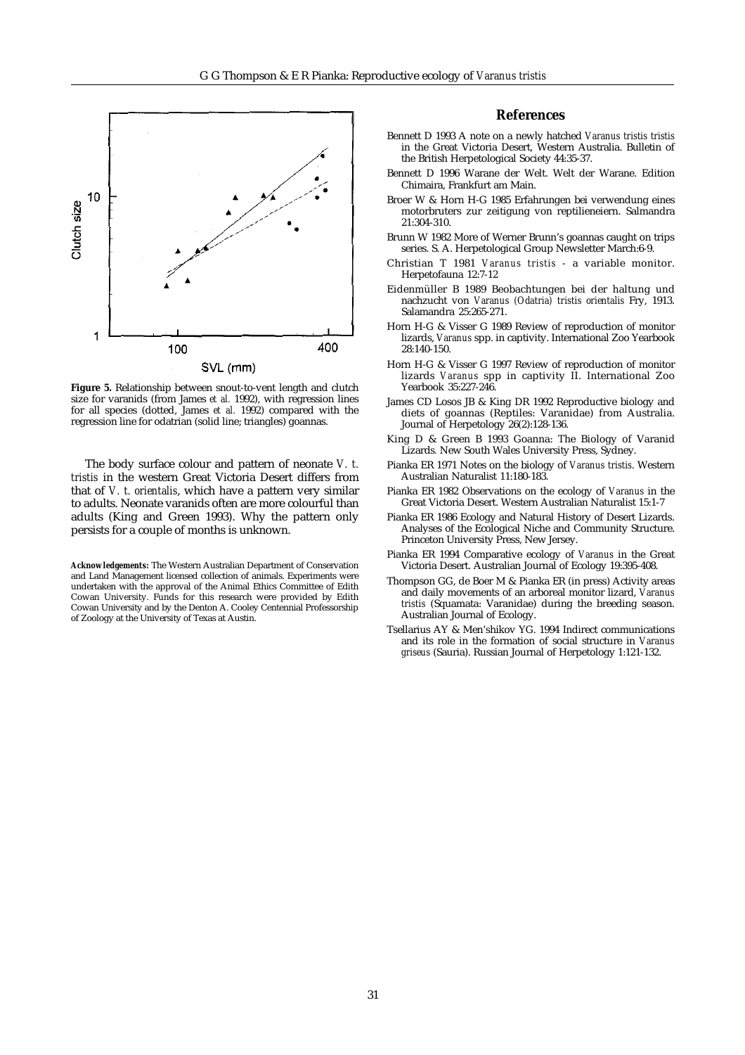Clutch size

10

1

100

400

SVL (mm)

**Figure 5.** Relationship between snout-to-vent length and clutch size for varanids (from James *et al.* 1992), with regression lines for all species (dotted, James *et al.* 1992) compared with the regression line for odatrian (solid line; triangles) goannas.

The body surface colour and pattern of neonate *V. t. tristis* in the western Great Victoria Desert differs from that of *V. t. orientalis*, which have a pattern very similar to adults. Neonate varanids often are more colourful than adults (King and Green 1993). Why the pattern only persists for a couple of months is unknown.

**Acknowledgements:** The Western Australian Department of Conservation and Land Management licensed collection of animals. Experiments were undertaken with the approval of the Animal Ethics Committee of Edith Cowan University. Funds for this research were provided by Edith Cowan University and by the Denton A. Cooley Centennial Professorship of Zoology at the University of Texas at Austin.

## References

Bennett D 1993 A note on a newly hatched *Varanus tristis tristis* in the Great Victoria Desert, Western Australia. Bulletin of the British Herpetological Society 44:35-37.

Bennett D 1996 Warane der Welt. Welt der Warane. Edition Chimaira, Frankfurt am Main.

Broer W & Horn H-G 1985 Erfahrungen bei verwendung eines motorbruters zur zeitigung von reptilieneiern. Salmandra 21:304-310.

Brunn W 1982 More of Werner Brunn's goannas caught on trips series. S. A. Herpetological Group Newsletter March:6-9.

Christian T 1981 *Varanus tristis* - a variable monitor. Herpetofauna 12:7-12

Eidenmüller B 1989 Beobachtungen bei der haltung und nachzucht von *Varanus (Odatria) tristis orientalis* Fry, 1913. Salamandra 25:265-271.

Horn H-G & Visser G 1989 Review of reproduction of monitor lizards, *Varanus* spp. in captivity. International Zoo Yearbook 28:140-150.

Horn H-G & Visser G 1997 Review of reproduction of monitor lizards *Varanus* spp in captivity II. International Zoo Yearbook 35:227-246.

James CD Losos JB & King DR 1992 Reproductive biology and diets of goannas (Reptiles: Varanidae) from Australia. Journal of Herpetology 26(2):128-136.

King D & Green B 1993 Goanna: The Biology of Varanid Lizards. New South Wales University Press, Sydney.

Pianka ER 1971 Notes on the biology of *Varanus tristis*. Western Australian Naturalist 11:180-183.

Pianka ER 1982 Observations on the ecology of *Varanus* in the Great Victoria Desert. Western Australian Naturalist 15:1-7

Pianka ER 1986 Ecology and Natural History of Desert Lizards. Analyses of the Ecological Niche and Community Structure. Princeton University Press, New Jersey.

Pianka ER 1994 Comparative ecology of *Varanus* in the Great Victoria Desert. Australian Journal of Ecology 19:395-408.

Thompson GG, de Boer M & Pianka ER (in press) Activity areas and daily movements of an arboreal monitor lizard, *Varanus tristis* (Squamata: Varanidae) during the breeding season. Australian Journal of Ecology.

Tsellarius AY & Men'shikov YG. 1994 Indirect communications and its role in the formation of social structure in *Varanus griseus* (Sauria). Russian Journal of Herpetology 1:121-132.